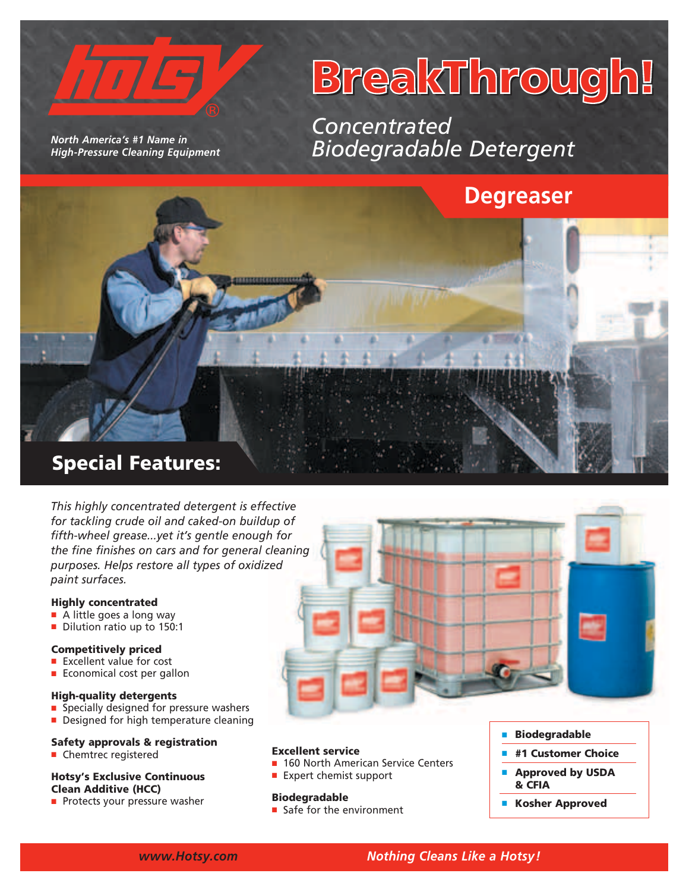**hotsy®**

*North America's #1 Name in High-Pressure Cleaning Equipment*

# BreakThrough!

*Concentrated Biodegradable Detergent*

## Degreaser

## Special Features:

*This highly concentrated detergent is effective for tackling crude oil and caked-on buildup of fifth-wheel grease...yet it's gentle enough for the fine finishes on cars and for general cleaning purposes. Helps restore all types of oxidized paint surfaces.*

**Highly concentrated**
- A little goes a long way
- Dilution ratio up to 150:1

**Competitively priced**
- Excellent value for cost
- Economical cost per gallon

**High-quality detergents**
- Specially designed for pressure washers
- Designed for high temperature cleaning

**Safety approvals & registration**
- Chemtrec registered

**Hotsy's Exclusive Continuous Clean Additive (HCC)**
- Protects your pressure washer

**Excellent service**
- 160 North American Service Centers
- Expert chemist support

**Biodegradable**
- Safe for the environment

- **Biodegradable**
- **#1 Customer Choice**
- **Approved by USDA & CFIA**
- **Kosher Approved**

*www.Hotsy.com* *Nothing Cleans Like a Hotsy!*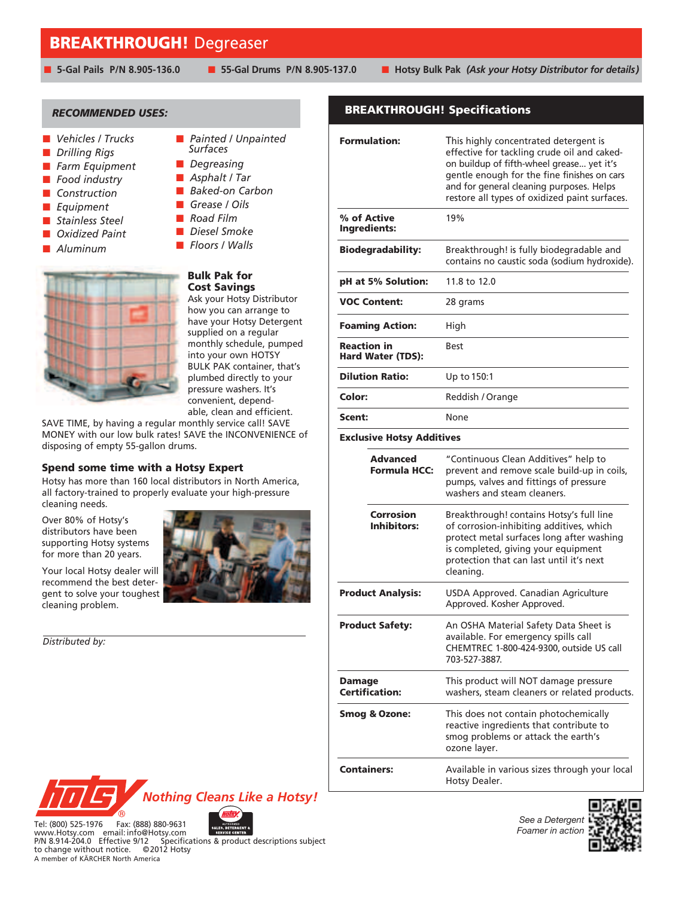# BREAKTHROUGH! Degreaser

- 5-Gal Pails P/N 8.905-136.0
- 55-Gal Drums P/N 8.905-137.0
- Hotsy Bulk Pak *(Ask your Hotsy Distributor for details)*

## *RECOMMENDED USES:*

- *Vehicles / Trucks*
- *Drilling Rigs*
- *Farm Equipment*
- *Food industry*
- *Construction*
- *Equipment*
- *Stainless Steel*
- *Oxidized Paint*
- *Aluminum*
- *Painted / Unpainted Surfaces*
- *Degreasing*
- *Asphalt / Tar*
- *Baked-on Carbon*
- *Grease / Oils*
- *Road Film*
- *Diesel Smoke*
- *Floors / Walls*

### Bulk Pak for Cost Savings

Ask your Hotsy Distributor how you can arrange to have your Hotsy Detergent supplied on a regular monthly schedule, pumped into your own HOTSY BULK PAK container, that's plumbed directly to your pressure washers. It's convenient, dependable, clean and efficient. SAVE TIME, by having a regular monthly service call! SAVE MONEY with our low bulk rates! SAVE the INCONVENIENCE of disposing of empty 55-gallon drums.

### Spend some time with a Hotsy Expert

Hotsy has more than 160 local distributors in North America, all factory-trained to properly evaluate your high-pressure cleaning needs.

Over 80% of Hotsy's distributors have been supporting Hotsy systems for more than 20 years.

Your local Hotsy dealer will recommend the best detergent to solve your toughest cleaning problem.

*Distributed by:*

## BREAKTHROUGH! Specifications

| | | |
|---|---|---|
| **Formulation:** | | This highly concentrated detergent is effective for tackling crude oil and caked-on buildup of fifth-wheel grease... yet it's gentle enough for the fine finishes on cars and for general cleaning purposes. Helps restore all types of oxidized paint surfaces. |
| **% of Active Ingredients:** | | 19% |
| **Biodegradability:** | | Breakthrough! is fully biodegradable and contains no caustic soda (sodium hydroxide). |
| **pH at 5% Solution:** | | 11.8 to 12.0 |
| **VOC Content:** | | 28 grams |
| **Foaming Action:** | | High |
| **Reaction in Hard Water (TDS):** | | Best |
| **Dilution Ratio:** | | Up to 150:1 |
| **Color:** | | Reddish / Orange |
| **Scent:** | | None |
| **Exclusive Hotsy Additives** | | |
| | **Advanced Formula HCC:** | "Continuous Clean Additives" help to prevent and remove scale build-up in coils, pumps, valves and fittings of pressure washers and steam cleaners. |
| | **Corrosion Inhibitors:** | Breakthrough! contains Hotsy's full line of corrosion-inhibiting additives, which protect metal surfaces long after washing is completed, giving your equipment protection that can last until it's next cleaning. |
| **Product Analysis:** | | USDA Approved. Canadian Agriculture Approved. Kosher Approved. |
| **Product Safety:** | | An OSHA Material Safety Data Sheet is available. For emergency spills call CHEMTREC 1-800-424-9300, outside US call 703-527-3887. |
| **Damage Certification:** | | This product will NOT damage pressure washers, steam cleaners or related products. |
| **Smog & Ozone:** | | This does not contain photochemically reactive ingredients that contribute to smog problems or attack the earth's ozone layer. |
| **Containers:** | | Available in various sizes through your local Hotsy Dealer. |

*Nothing Cleans Like a Hotsy!*

Tel: (800) 525-1976 Fax: (888) 880-9631
www.Hotsy.com email: info@Hotsy.com
P/N 8.914-204.0 Effective 9/12 Specifications & product descriptions subject to change without notice. ©2012 Hotsy
A member of KÄRCHER North America

*See a Detergent Foamer in action*